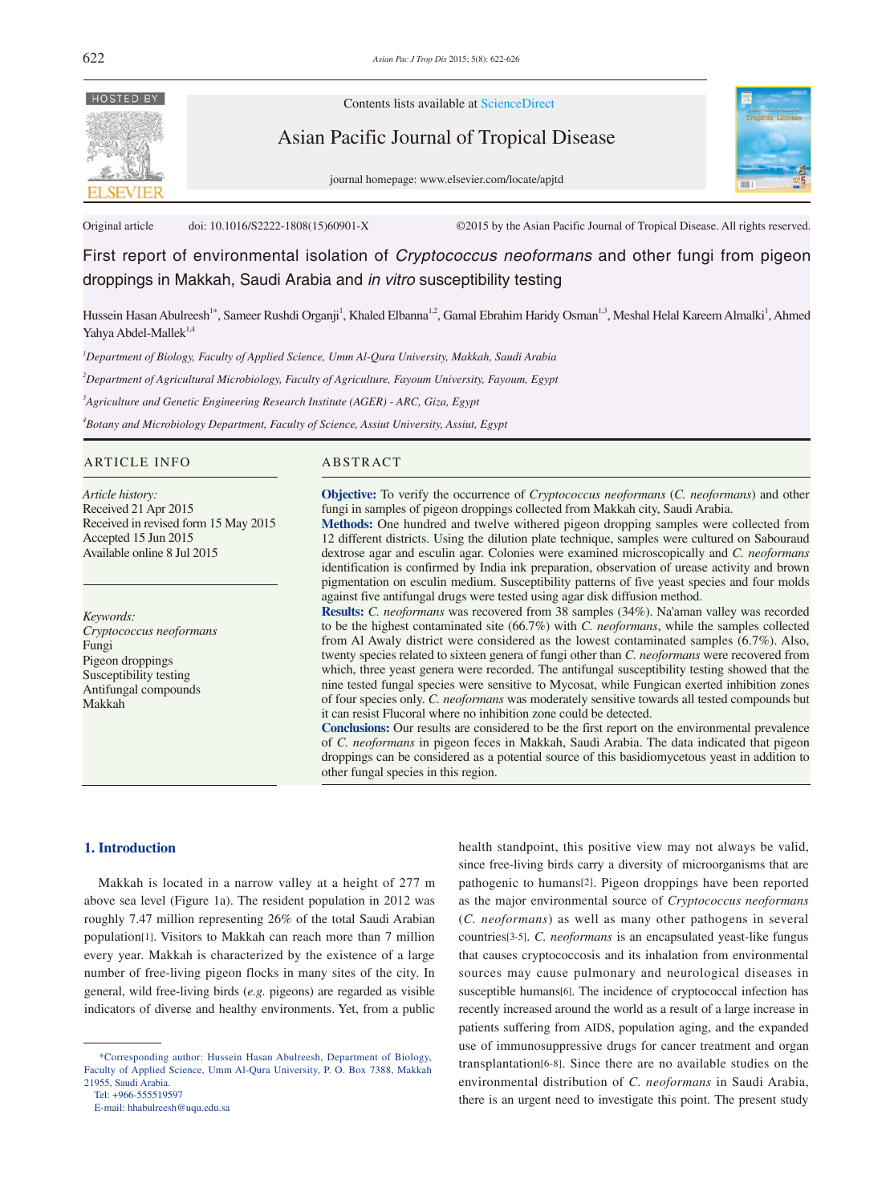Contents lists available at ScienceDirect

Asian Pacific Journal of Tropical Disease

journal homepage: www.elsevier.com/locate/apjtd

Original article doi: 10.1016/S2222-1808(15)60901-X ©2015 by the Asian Pacific Journal of Tropical Disease. All rights reserved.

# First report of environmental isolation of *Cryptococcus neoformans* and other fungi from pigeon droppings in Makkah, Saudi Arabia and *in vitro* susceptibility testing

Hussein Hasan Abulreesh[1*], Sameer Rushdi Organji[1], Khaled Elbanna[1,2], Gamal Ebrahim Haridy Osman[1,3], Meshal Helal Kareem Almalki[1], Ahmed Yahya Abdel-Mallek[1,4]

[1]*Department of Biology, Faculty of Applied Science, Umm Al-Qura University, Makkah, Saudi Arabia*

[2]*Department of Agricultural Microbiology, Faculty of Agriculture, Fayoum University, Fayoum, Egypt*

[3]*Agriculture and Genetic Engineering Research Institute (AGER) - ARC, Giza, Egypt*

[4]*Botany and Microbiology Department, Faculty of Science, Assiut University, Assiut, Egypt*

## ARTICLE INFO

*Article history:*
Received 21 Apr 2015
Received in revised form 15 May 2015
Accepted 15 Jun 2015
Available online 8 Jul 2015

*Keywords:*
*Cryptococcus neoformans*
Fungi
Pigeon droppings
Susceptibility testing
Antifungal compounds
Makkah

## ABSTRACT

**Objective:** To verify the occurrence of *Cryptococcus neoformans* (*C. neoformans*) and other fungi in samples of pigeon droppings collected from Makkah city, Saudi Arabia.

**Methods:** One hundred and twelve withered pigeon dropping samples were collected from 12 different districts. Using the dilution plate technique, samples were cultured on Sabouraud dextrose agar and esculin agar. Colonies were examined microscopically and *C. neoformans* identification is confirmed by India ink preparation, observation of urease activity and brown pigmentation on esculin medium. Susceptibility patterns of five yeast species and four molds against five antifungal drugs were tested using agar disk diffusion method.

**Results:** *C. neoformans* was recovered from 38 samples (34%). Na'aman valley was recorded to be the highest contaminated site (66.7%) with *C. neoformans*, while the samples collected from Al Awaly district were considered as the lowest contaminated samples (6.7%). Also, twenty species related to sixteen genera of fungi other than *C. neoformans* were recovered from which, three yeast genera were recorded. The antifungal susceptibility testing showed that the nine tested fungal species were sensitive to Mycosat, while Fungican exerted inhibition zones of four species only. *C. neoformans* was moderately sensitive towards all tested compounds but it can resist Flucoral where no inhibition zone could be detected.

**Conclusions:** Our results are considered to be the first report on the environmental prevalence of *C. neoformans* in pigeon feces in Makkah, Saudi Arabia. The data indicated that pigeon droppings can be considered as a potential source of this basidiomycetous yeast in addition to other fungal species in this region.

## 1. Introduction

Makkah is located in a narrow valley at a height of 277 m above sea level (Figure 1a). The resident population in 2012 was roughly 7.47 million representing 26% of the total Saudi Arabian population[1]. Visitors to Makkah can reach more than 7 million every year. Makkah is characterized by the existence of a large number of free-living pigeon flocks in many sites of the city. In general, wild free-living birds (*e.g.* pigeons) are regarded as visible indicators of diverse and healthy environments. Yet, from a public health standpoint, this positive view may not always be valid, since free-living birds carry a diversity of microorganisms that are pathogenic to humans[2]. Pigeon droppings have been reported as the major environmental source of *Cryptococcus neoformans* (*C. neoformans*) as well as many other pathogens in several countries[3-5]. *C. neoformans* is an encapsulated yeast-like fungus that causes cryptococcosis and its inhalation from environmental sources may cause pulmonary and neurological diseases in susceptible humans[6]. The incidence of cryptococcal infection has recently increased around the world as a result of a large increase in patients suffering from AIDS, population aging, and the expanded use of immunosuppressive drugs for cancer treatment and organ transplantation[6-8]. Since there are no available studies on the environmental distribution of *C. neoformans* in Saudi Arabia, there is an urgent need to investigate this point. The present study

*Corresponding author: Hussein Hasan Abulreesh, Department of Biology, Faculty of Applied Science, Umm Al-Qura University, P. O. Box 7388, Makkah 21955, Saudi Arabia.
Tel: +966-555519597
E-mail: hhabulreesh@uqu.edu.sa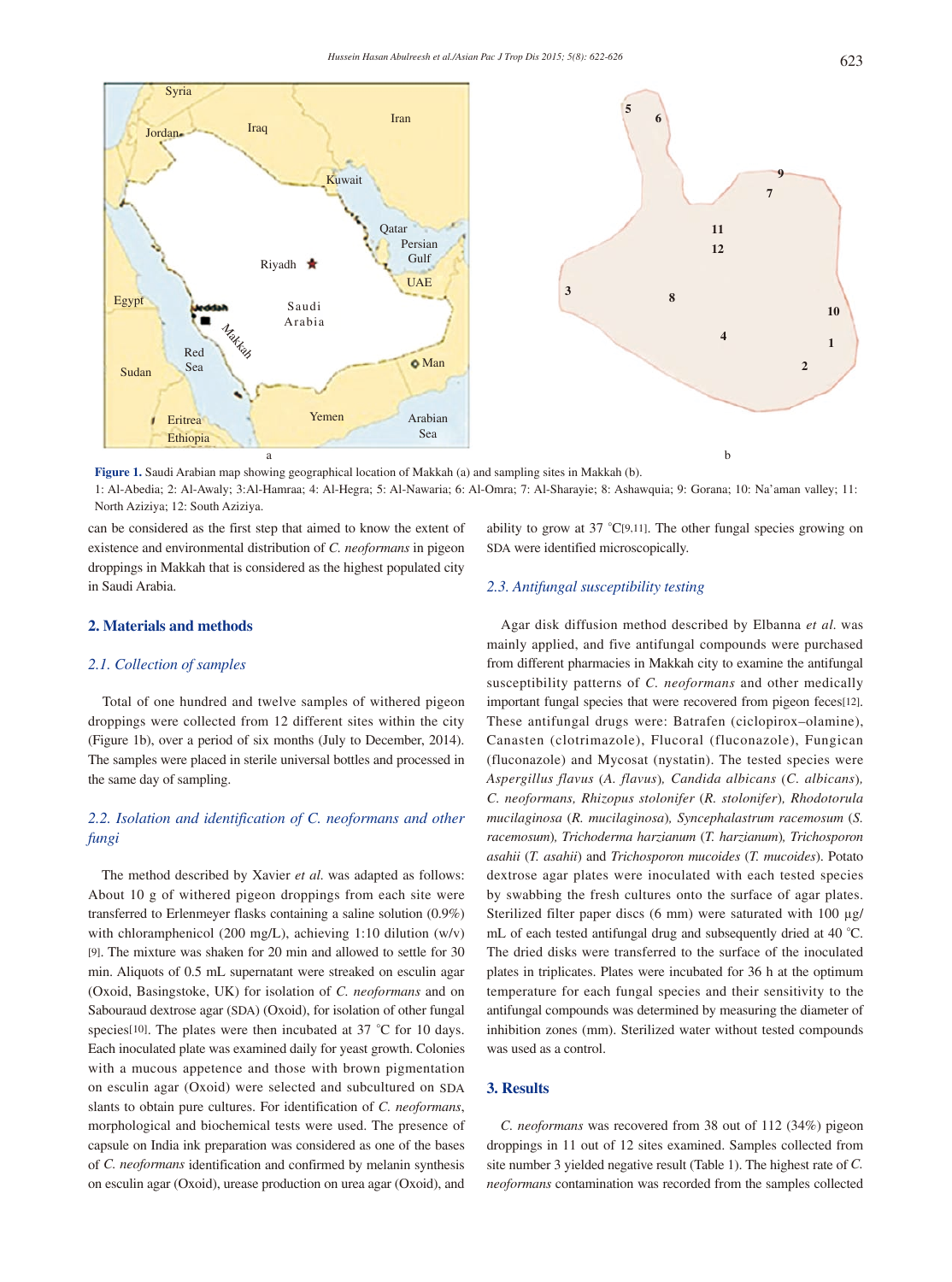Figure 1. Saudi Arabian map showing geographical location of Makkah (a) and sampling sites in Makkah (b).
1: Al-Abedia; 2: Al-Awaly; 3:Al-Hamraa; 4: Al-Hegra; 5: Al-Nawaria; 6: Al-Omra; 7: Al-Sharayie; 8: Ashawquia; 9: Gorana; 10: Na'aman valley; 11: North Aziziya; 12: South Aziziya.

can be considered as the first step that aimed to know the extent of existence and environmental distribution of *C. neoformans* in pigeon droppings in Makkah that is considered as the highest populated city in Saudi Arabia.

## 2. Materials and methods

### 2.1. Collection of samples

Total of one hundred and twelve samples of withered pigeon droppings were collected from 12 different sites within the city (Figure 1b), over a period of six months (July to December, 2014). The samples were placed in sterile universal bottles and processed in the same day of sampling.

### 2.2. Isolation and identification of *C. neoformans* and other fungi

The method described by Xavier *et al.* was adapted as follows: About 10 g of withered pigeon droppings from each site were transferred to Erlenmeyer flasks containing a saline solution (0.9%) with chloramphenicol (200 mg/L), achieving 1:10 dilution (w/v) [9]. The mixture was shaken for 20 min and allowed to settle for 30 min. Aliquots of 0.5 mL supernatant were streaked on esculin agar (Oxoid, Basingstoke, UK) for isolation of *C. neoformans* and on Sabouraud dextrose agar (SDA) (Oxoid), for isolation of other fungal species[10]. The plates were then incubated at 37 °C for 10 days. Each inoculated plate was examined daily for yeast growth. Colonies with a mucous appetence and those with brown pigmentation on esculin agar (Oxoid) were selected and subcultured on SDA slants to obtain pure cultures. For identification of *C. neoformans*, morphological and biochemical tests were used. The presence of capsule on India ink preparation was considered as one of the bases of *C. neoformans* identification and confirmed by melanin synthesis on esculin agar (Oxoid), urease production on urea agar (Oxoid), and ability to grow at 37 °C[9,11]. The other fungal species growing on SDA were identified microscopically.

### 2.3. Antifungal susceptibility testing

Agar disk diffusion method described by Elbanna *et al.* was mainly applied, and five antifungal compounds were purchased from different pharmacies in Makkah city to examine the antifungal susceptibility patterns of *C. neoformans* and other medically important fungal species that were recovered from pigeon feces[12]. These antifungal drugs were: Batrafen (ciclopirox–olamine), Canasten (clotrimazole), Flucoral (fluconazole), Fungican (fluconazole) and Mycosat (nystatin). The tested species were *Aspergillus flavus* (*A. flavus*), *Candida albicans* (*C. albicans*), *C. neoformans*, *Rhizopus stolonifer* (*R. stolonifer*), *Rhodotorula mucilaginosa* (*R. mucilaginosa*), *Syncephalastrum racemosum* (*S. racemosum*), *Trichoderma harzianum* (*T. harzianum*), *Trichosporon asahii* (*T. asahii*) and *Trichosporon mucoides* (*T. mucoides*). Potato dextrose agar plates were inoculated with each tested species by swabbing the fresh cultures onto the surface of agar plates. Sterilized filter paper discs (6 mm) were saturated with 100 µg/mL of each tested antifungal drug and subsequently dried at 40 °C. The dried disks were transferred to the surface of the inoculated plates in triplicates. Plates were incubated for 36 h at the optimum temperature for each fungal species and their sensitivity to the antifungal compounds was determined by measuring the diameter of inhibition zones (mm). Sterilized water without tested compounds was used as a control.

## 3. Results

*C. neoformans* was recovered from 38 out of 112 (34%) pigeon droppings in 11 out of 12 sites examined. Samples collected from site number 3 yielded negative result (Table 1). The highest rate of *C. neoformans* contamination was recorded from the samples collected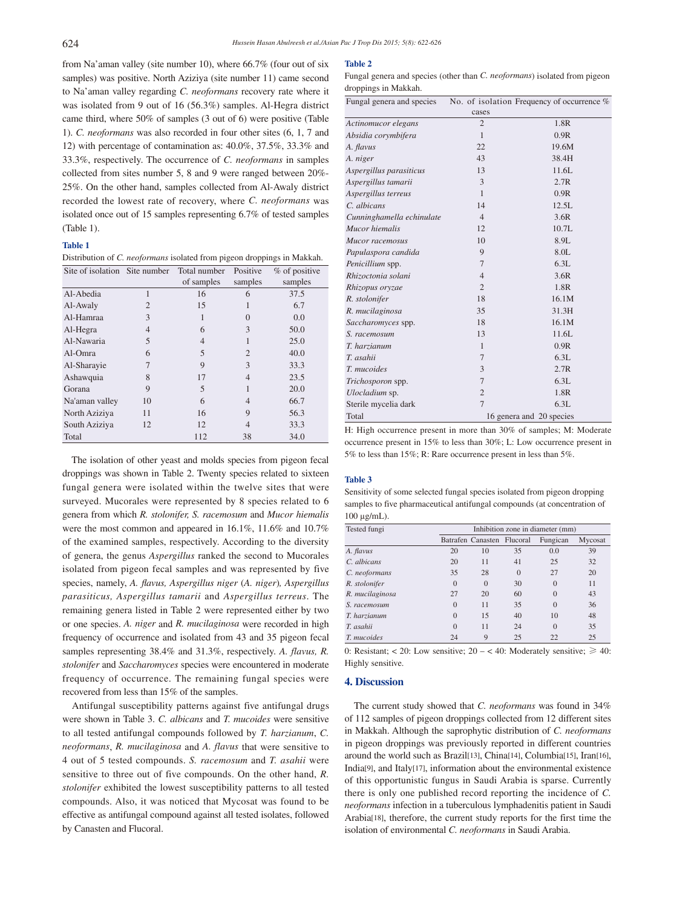from Na'aman valley (site number 10), where 66.7% (four out of six samples) was positive. North Aziziya (site number 11) came second to Na'aman valley regarding *C. neoformans* recovery rate where it was isolated from 9 out of 16 (56.3%) samples. Al-Hegra district came third, where 50% of samples (3 out of 6) were positive (Table 1). *C. neoformans* was also recorded in four other sites (6, 1, 7 and 12) with percentage of contamination as: 40.0%, 37.5%, 33.3% and 33.3%, respectively. The occurrence of *C. neoformans* in samples collected from sites number 5, 8 and 9 were ranged between 20%-25%. On the other hand, samples collected from Al-Awaly district recorded the lowest rate of recovery, where *C. neoformans* was isolated once out of 15 samples representing 6.7% of tested samples (Table 1).

**Table 1**

Distribution of *C. neoformans* isolated from pigeon droppings in Makkah.

| Site of isolation | Site number | Total number of samples | Positive samples | % of positive samples |
|---|---|---|---|---|
| Al-Abedia | 1 | 16 | 6 | 37.5 |
| Al-Awaly | 2 | 15 | 1 | 6.7 |
| Al-Hamraa | 3 | 1 | 0 | 0.0 |
| Al-Hegra | 4 | 6 | 3 | 50.0 |
| Al-Nawaria | 5 | 4 | 1 | 25.0 |
| Al-Omra | 6 | 5 | 2 | 40.0 |
| Al-Sharayie | 7 | 9 | 3 | 33.3 |
| Ashawquia | 8 | 17 | 4 | 23.5 |
| Gorana | 9 | 5 | 1 | 20.0 |
| Na'aman valley | 10 | 6 | 4 | 66.7 |
| North Aziziya | 11 | 16 | 9 | 56.3 |
| South Aziziya | 12 | 12 | 4 | 33.3 |
| Total | | 112 | 38 | 34.0 |

The isolation of other yeast and molds species from pigeon fecal droppings was shown in Table 2. Twenty species related to sixteen fungal genera were isolated within the twelve sites that were surveyed. Mucorales were represented by 8 species related to 6 genera from which *R. stolonifer, S. racemosum* and *Mucor hiemalis* were the most common and appeared in 16.1%, 11.6% and 10.7% of the examined samples, respectively. According to the diversity of genera, the genus *Aspergillus* ranked the second to Mucorales isolated from pigeon fecal samples and was represented by five species, namely, *A. flavus, Aspergillus niger* (*A. niger*)*, Aspergillus parasiticus, Aspergillus tamarii* and *Aspergillus terreus*. The remaining genera listed in Table 2 were represented either by two or one species. *A. niger* and *R. mucilaginosa* were recorded in high frequency of occurrence and isolated from 43 and 35 pigeon fecal samples representing 38.4% and 31.3%, respectively. *A. flavus, R. stolonifer* and *Saccharomyces* species were encountered in moderate frequency of occurrence. The remaining fungal species were recovered from less than 15% of the samples.

Antifungal susceptibility patterns against five antifungal drugs were shown in Table 3. *C. albicans* and *T. mucoides* were sensitive to all tested antifungal compounds followed by *T. harzianum*, *C. neoformans*, *R. mucilaginosa* and *A. flavus* that were sensitive to 4 out of 5 tested compounds. *S. racemosum* and *T. asahii* were sensitive to three out of five compounds. On the other hand, *R. stolonifer* exhibited the lowest susceptibility patterns to all tested compounds. Also, it was noticed that Mycosat was found to be effective as antifungal compound against all tested isolates, followed by Canasten and Flucoral.

**Table 2**

Fungal genera and species (other than *C. neoformans*) isolated from pigeon droppings in Makkah.

| Fungal genera and species | No. of isolation cases | Frequency of occurrence % |
|---|---|---|
| *Actinomucor elegans* | 2 | 1.8R |
| *Absidia corymbifera* | 1 | 0.9R |
| *A. flavus* | 22 | 19.6M |
| *A. niger* | 43 | 38.4H |
| *Aspergillus parasiticus* | 13 | 11.6L |
| *Aspergillus tamarii* | 3 | 2.7R |
| *Aspergillus terreus* | 1 | 0.9R |
| *C. albicans* | 14 | 12.5L |
| *Cunninghamella echinulate* | 4 | 3.6R |
| *Mucor hiemalis* | 12 | 10.7L |
| *Mucor racemosus* | 10 | 8.9L |
| *Papulaspora candida* | 9 | 8.0L |
| *Penicillium* spp. | 7 | 6.3L |
| *Rhizoctonia solani* | 4 | 3.6R |
| *Rhizopus oryzae* | 2 | 1.8R |
| *R. stolonifer* | 18 | 16.1M |
| *R. mucilaginosa* | 35 | 31.3H |
| *Saccharomyces* spp. | 18 | 16.1M |
| *S. racemosum* | 13 | 11.6L |
| *T. harzianum* | 1 | 0.9R |
| *T. asahii* | 7 | 6.3L |
| *T. mucoides* | 3 | 2.7R |
| *Trichosporon* spp. | 7 | 6.3L |
| *Ulocladium* sp. | 2 | 1.8R |
| Sterile mycelia dark | 7 | 6.3L |
| Total | 16 genera and 20 species | |

H: High occurrence present in more than 30% of samples; M: Moderate occurrence present in 15% to less than 30%; L: Low occurrence present in 5% to less than 15%; R: Rare occurrence present in less than 5%.

**Table 3**

Sensitivity of some selected fungal species isolated from pigeon dropping samples to five pharmaceutical antifungal compounds (at concentration of 100 μg/mL).

| Tested fungi | Inhibition zone in diameter (mm) | | | | |
|---|---|---|---|---|---|
| | Batrafen | Canasten | Flucoral | Fungican | Mycosat |
| *A. flavus* | 20 | 10 | 35 | 0.0 | 39 |
| *C. albicans* | 20 | 11 | 41 | 25 | 32 |
| *C. neoformans* | 35 | 28 | 0 | 27 | 20 |
| *R. stolonifer* | 0 | 0 | 30 | 0 | 11 |
| *R. mucilaginosa* | 27 | 20 | 60 | 0 | 43 |
| *S. racemosum* | 0 | 11 | 35 | 0 | 36 |
| *T. harzianum* | 0 | 15 | 40 | 10 | 48 |
| *T. asahii* | 0 | 11 | 24 | 0 | 35 |
| *T. mucoides* | 24 | 9 | 25 | 22 | 25 |

0: Resistant; < 20: Low sensitive; 20 – < 40: Moderately sensitive; ≥ 40: Highly sensitive.

## 4. Discussion

The current study showed that *C. neoformans* was found in 34% of 112 samples of pigeon droppings collected from 12 different sites in Makkah. Although the saprophytic distribution of *C. neoformans* in pigeon droppings was previously reported in different countries around the world such as Brazil[13], China[14], Columbia[15], Iran[16], India[9], and Italy[17], information about the environmental existence of this opportunistic fungus in Saudi Arabia is sparse. Currently there is only one published record reporting the incidence of *C. neoformans* infection in a tuberculous lymphadenitis patient in Saudi Arabia[18], therefore, the current study reports for the first time the isolation of environmental *C. neoformans* in Saudi Arabia.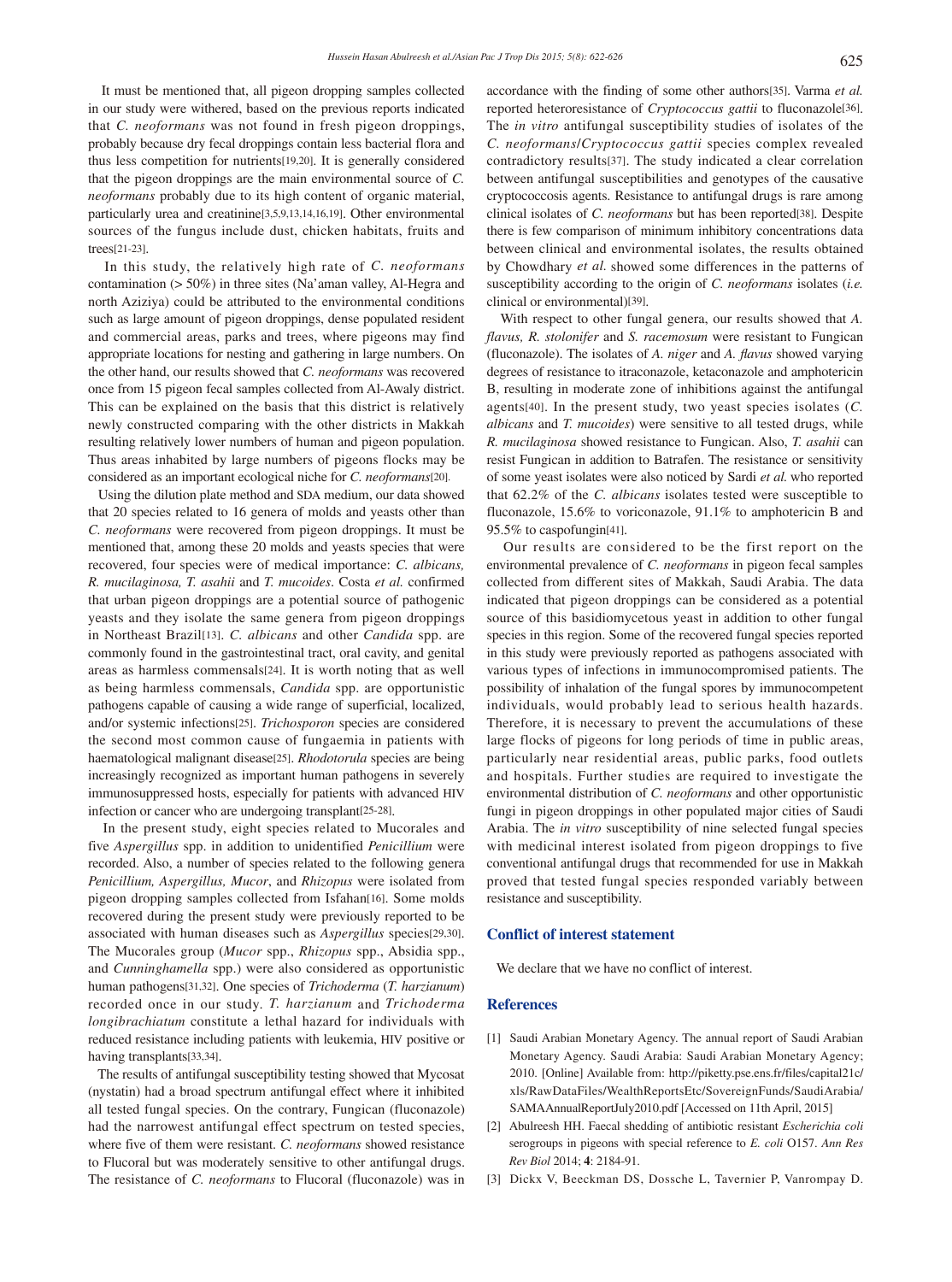It must be mentioned that, all pigeon dropping samples collected in our study were withered, based on the previous reports indicated that *C. neoformans* was not found in fresh pigeon droppings, probably because dry fecal droppings contain less bacterial flora and thus less competition for nutrients[19,20]. It is generally considered that the pigeon droppings are the main environmental source of *C. neoformans* probably due to its high content of organic material, particularly urea and creatinine[3,5,9,13,14,16,19]. Other environmental sources of the fungus include dust, chicken habitats, fruits and trees[21-23].

In this study, the relatively high rate of *C. neoformans* contamination (> 50%) in three sites (Na'aman valley, Al-Hegra and north Aziziya) could be attributed to the environmental conditions such as large amount of pigeon droppings, dense populated resident and commercial areas, parks and trees, where pigeons may find appropriate locations for nesting and gathering in large numbers. On the other hand, our results showed that *C. neoformans* was recovered once from 15 pigeon fecal samples collected from Al-Awaly district. This can be explained on the basis that this district is relatively newly constructed comparing with the other districts in Makkah resulting relatively lower numbers of human and pigeon population. Thus areas inhabited by large numbers of pigeons flocks may be considered as an important ecological niche for *C. neoformans*[20].

Using the dilution plate method and SDA medium, our data showed that 20 species related to 16 genera of molds and yeasts other than *C. neoformans* were recovered from pigeon droppings. It must be mentioned that, among these 20 molds and yeasts species that were recovered, four species were of medical importance: *C. albicans, R. mucilaginosa, T. asahii* and *T. mucoides*. Costa *et al.* confirmed that urban pigeon droppings are a potential source of pathogenic yeasts and they isolate the same genera from pigeon droppings in Northeast Brazil[13]. *C. albicans* and other *Candida* spp. are commonly found in the gastrointestinal tract, oral cavity, and genital areas as harmless commensals[24]. It is worth noting that as well as being harmless commensals, *Candida* spp. are opportunistic pathogens capable of causing a wide range of superficial, localized, and/or systemic infections[25]. *Trichosporon* species are considered the second most common cause of fungaemia in patients with haematological malignant disease[25]. *Rhodotorula* species are being increasingly recognized as important human pathogens in severely immunosuppressed hosts, especially for patients with advanced HIV infection or cancer who are undergoing transplant[25-28].

In the present study, eight species related to Mucorales and five *Aspergillus* spp. in addition to unidentified *Penicillium* were recorded. Also, a number of species related to the following genera *Penicillium, Aspergillus, Mucor*, and *Rhizopus* were isolated from pigeon dropping samples collected from Isfahan[16]. Some molds recovered during the present study were previously reported to be associated with human diseases such as *Aspergillus* species[29,30]. The Mucorales group (*Mucor* spp., *Rhizopus* spp., Absidia spp., and *Cunninghamella* spp.) were also considered as opportunistic human pathogens[31,32]. One species of *Trichoderma* (*T. harzianum*) recorded once in our study. *T. harzianum* and *Trichoderma longibrachiatum* constitute a lethal hazard for individuals with reduced resistance including patients with leukemia, HIV positive or having transplants[33,34].

The results of antifungal susceptibility testing showed that Mycosat (nystatin) had a broad spectrum antifungal effect where it inhibited all tested fungal species. On the contrary, Fungican (fluconazole) had the narrowest antifungal effect spectrum on tested species, where five of them were resistant. *C. neoformans* showed resistance to Flucoral but was moderately sensitive to other antifungal drugs. The resistance of *C. neoformans* to Flucoral (fluconazole) was in accordance with the finding of some other authors[35]. Varma *et al.* reported heteroresistance of *Cryptococcus gattii* to fluconazole[36]. The *in vitro* antifungal susceptibility studies of isolates of the *C. neoformans*/*Cryptococcus gattii* species complex revealed contradictory results[37]. The study indicated a clear correlation between antifungal susceptibilities and genotypes of the causative cryptococcosis agents. Resistance to antifungal drugs is rare among clinical isolates of *C. neoformans* but has been reported[38]. Despite there is few comparison of minimum inhibitory concentrations data between clinical and environmental isolates, the results obtained by Chowdhary *et al.* showed some differences in the patterns of susceptibility according to the origin of *C. neoformans* isolates (*i.e.* clinical or environmental)[39].

With respect to other fungal genera, our results showed that *A. flavus, R. stolonifer* and *S. racemosum* were resistant to Fungican (fluconazole). The isolates of *A. niger* and *A. flavus* showed varying degrees of resistance to itraconazole, ketaconazole and amphotericin B, resulting in moderate zone of inhibitions against the antifungal agents[40]. In the present study, two yeast species isolates (*C. albicans* and *T. mucoides*) were sensitive to all tested drugs, while *R. mucilaginosa* showed resistance to Fungican. Also, *T. asahii* can resist Fungican in addition to Batrafen. The resistance or sensitivity of some yeast isolates were also noticed by Sardi *et al.* who reported that 62.2% of the *C. albicans* isolates tested were susceptible to fluconazole, 15.6% to voriconazole, 91.1% to amphotericin B and 95.5% to caspofungin[41].

Our results are considered to be the first report on the environmental prevalence of *C. neoformans* in pigeon fecal samples collected from different sites of Makkah, Saudi Arabia. The data indicated that pigeon droppings can be considered as a potential source of this basidiomycetous yeast in addition to other fungal species in this region. Some of the recovered fungal species reported in this study were previously reported as pathogens associated with various types of infections in immunocompromised patients. The possibility of inhalation of the fungal spores by immunocompetent individuals, would probably lead to serious health hazards. Therefore, it is necessary to prevent the accumulations of these large flocks of pigeons for long periods of time in public areas, particularly near residential areas, public parks, food outlets and hospitals. Further studies are required to investigate the environmental distribution of *C. neoformans* and other opportunistic fungi in pigeon droppings in other populated major cities of Saudi Arabia. The *in vitro* susceptibility of nine selected fungal species with medicinal interest isolated from pigeon droppings to five conventional antifungal drugs that recommended for use in Makkah proved that tested fungal species responded variably between resistance and susceptibility.

## Conflict of interest statement

We declare that we have no conflict of interest.

## References

[1] Saudi Arabian Monetary Agency. The annual report of Saudi Arabian Monetary Agency. Saudi Arabia: Saudi Arabian Monetary Agency; 2010. [Online] Available from: http://piketty.pse.ens.fr/files/capital21c/xls/RawDataFiles/WealthReportsEtc/SovereignFunds/SaudiArabia/SAMAAnnualReportJuly2010.pdf [Accessed on 11th April, 2015]

[2] Abulreesh HH. Faecal shedding of antibiotic resistant *Escherichia coli* serogroups in pigeons with special reference to *E. coli* O157. *Ann Res Rev Biol* 2014; **4**: 2184-91.

[3] Dickx V, Beeckman DS, Dossche L, Tavernier P, Vanrompay D.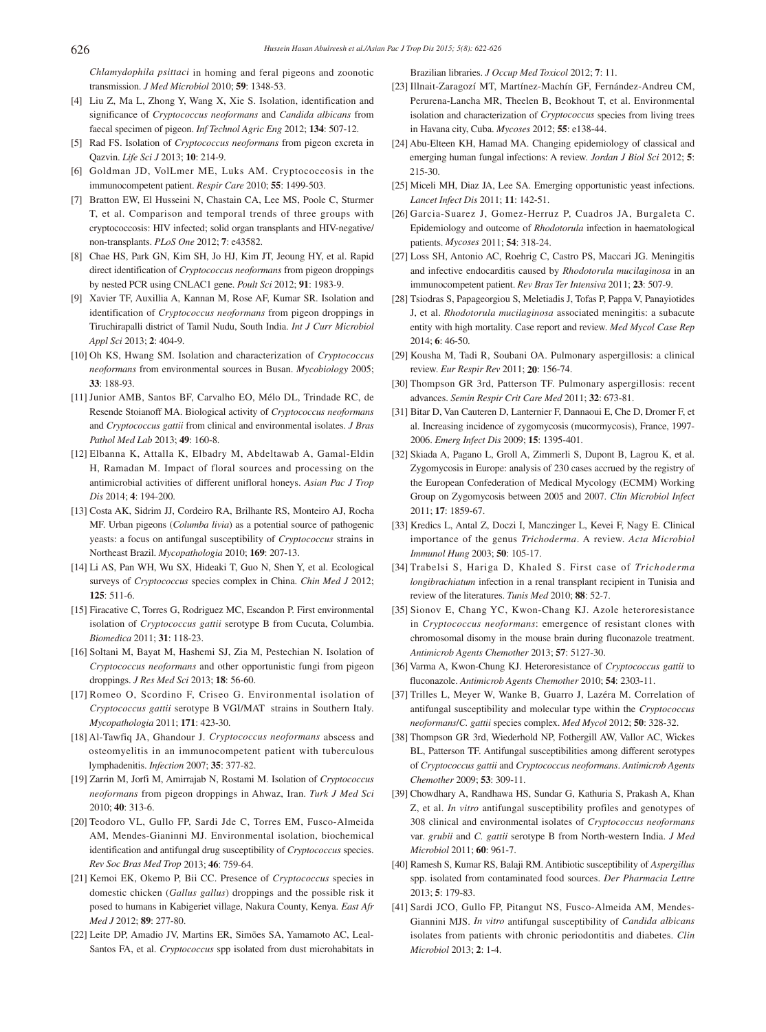*Chlamydophila psittaci* in homing and feral pigeons and zoonotic transmission. *J Med Microbiol* 2010; **59**: 1348-53.

[4] Liu Z, Ma L, Zhong Y, Wang X, Xie S. Isolation, identification and significance of *Cryptococcus neoformans* and *Candida albicans* from faecal specimen of pigeon. *Inf Technol Agric Eng* 2012; **134**: 507-12.

[5] Rad FS. Isolation of *Cryptococcus neoformans* from pigeon excreta in Qazvin. *Life Sci J* 2013; **10**: 214-9.

[6] Goldman JD, VolLmer ME, Luks AM. Cryptococcosis in the immunocompetent patient. *Respir Care* 2010; **55**: 1499-503.

[7] Bratton EW, El Husseini N, Chastain CA, Lee MS, Poole C, Sturmer T, et al. Comparison and temporal trends of three groups with cryptococcosis: HIV infected; solid organ transplants and HIV-negative/non-transplants. *PLoS One* 2012; **7**: e43582.

[8] Chae HS, Park GN, Kim SH, Jo HJ, Kim JT, Jeoung HY, et al. Rapid direct identification of *Cryptococcus neoformans* from pigeon droppings by nested PCR using CNLAC1 gene. *Poult Sci* 2012; **91**: 1983-9.

[9] Xavier TF, Auxillia A, Kannan M, Rose AF, Kumar SR. Isolation and identification of *Cryptococcus neoformans* from pigeon droppings in Tiruchirapalli district of Tamil Nudu, South India. *Int J Curr Microbiol Appl Sci* 2013; **2**: 404-9.

[10] Oh KS, Hwang SM. Isolation and characterization of *Cryptococcus neoformans* from environmental sources in Busan. *Mycobiology* 2005; **33**: 188-93.

[11] Junior AMB, Santos BF, Carvalho EO, Mélo DL, Trindade RC, de Resende Stoianoff MA. Biological activity of *Cryptococcus neoformans* and *Cryptococcus gattii* from clinical and environmental isolates. *J Bras Pathol Med Lab* 2013; **49**: 160-8.

[12] Elbanna K, Attalla K, Elbadry M, Abdeltawab A, Gamal-Eldin H, Ramadan M. Impact of floral sources and processing on the antimicrobial activities of different unifloral honeys. *Asian Pac J Trop Dis* 2014; **4**: 194-200.

[13] Costa AK, Sidrim JJ, Cordeiro RA, Brilhante RS, Monteiro AJ, Rocha MF. Urban pigeons (*Columba livia*) as a potential source of pathogenic yeasts: a focus on antifungal susceptibility of *Cryptococcus* strains in Northeast Brazil. *Mycopathologia* 2010; **169**: 207-13.

[14] Li AS, Pan WH, Wu SX, Hideaki T, Guo N, Shen Y, et al. Ecological surveys of *Cryptococcus* species complex in China. *Chin Med J* 2012; **125**: 511-6.

[15] Firacative C, Torres G, Rodriguez MC, Escandon P. First environmental isolation of *Cryptococcus gattii* serotype B from Cucuta, Columbia. *Biomedica* 2011; **31**: 118-23.

[16] Soltani M, Bayat M, Hashemi SJ, Zia M, Pestechian N. Isolation of *Cryptococcus neoformans* and other opportunistic fungi from pigeon droppings. *J Res Med Sci* 2013; **18**: 56-60.

[17] Romeo O, Scordino F, Criseo G. Environmental isolation of *Cryptococcus gattii* serotype B VGI/MAT strains in Southern Italy. *Mycopathologia* 2011; **171**: 423-30.

[18] Al-Tawfiq JA, Ghandour J. *Cryptococcus neoformans* abscess and osteomyelitis in an immunocompetent patient with tuberculous lymphadenitis. *Infection* 2007; **35**: 377-82.

[19] Zarrin M, Jorfi M, Amirrajab N, Rostami M. Isolation of *Cryptococcus neoformans* from pigeon droppings in Ahwaz, Iran. *Turk J Med Sci* 2010; **40**: 313-6.

[20] Teodoro VL, Gullo FP, Sardi Jde C, Torres EM, Fusco-Almeida AM, Mendes-Gianinni MJ. Environmental isolation, biochemical identification and antifungal drug susceptibility of *Cryptococcus* species. *Rev Soc Bras Med Trop* 2013; **46**: 759-64.

[21] Kemoi EK, Okemo P, Bii CC. Presence of *Cryptococcus* species in domestic chicken (*Gallus gallus*) droppings and the possible risk it posed to humans in Kabigeriet village, Nakura County, Kenya. *East Afr Med J* 2012; **89**: 277-80.

[22] Leite DP, Amadio JV, Martins ER, Simões SA, Yamamoto AC, Leal-Santos FA, et al. *Cryptococcus* spp isolated from dust microhabitats in Brazilian libraries. *J Occup Med Toxicol* 2012; **7**: 11.

[23] Illnait-Zaragozí MT, Martínez-Machín GF, Fernández-Andreu CM, Perurena-Lancha MR, Theelen B, Beokhout T, et al. Environmental isolation and characterization of *Cryptococcus* species from living trees in Havana city, Cuba. *Mycoses* 2012; **55**: e138-44.

[24] Abu-Elteen KH, Hamad MA. Changing epidemiology of classical and emerging human fungal infections: A review. *Jordan J Biol Sci* 2012; **5**: 215-30.

[25] Miceli MH, Diaz JA, Lee SA. Emerging opportunistic yeast infections. *Lancet Infect Dis* 2011; **11**: 142-51.

[26] Garcia-Suarez J, Gomez-Herruz P, Cuadros JA, Burgaleta C. Epidemiology and outcome of *Rhodotorula* infection in haematological patients. *Mycoses* 2011; **54**: 318-24.

[27] Loss SH, Antonio AC, Roehrig C, Castro PS, Maccari JG. Meningitis and infective endocarditis caused by *Rhodotorula mucilaginosa* in an immunocompetent patient. *Rev Bras Ter Intensiva* 2011; **23**: 507-9.

[28] Tsiodras S, Papageorgiou S, Meletiadis J, Tofas P, Pappa V, Panayiotides J, et al. *Rhodotorula mucilaginosa* associated meningitis: a subacute entity with high mortality. Case report and review. *Med Mycol Case Rep* 2014; **6**: 46-50.

[29] Kousha M, Tadi R, Soubani OA. Pulmonary aspergillosis: a clinical review. *Eur Respir Rev* 2011; **20**: 156-74.

[30] Thompson GR 3rd, Patterson TF. Pulmonary aspergillosis: recent advances. *Semin Respir Crit Care Med* 2011; **32**: 673-81.

[31] Bitar D, Van Cauteren D, Lanternier F, Dannaoui E, Che D, Dromer F, et al. Increasing incidence of zygomycosis (mucormycosis), France, 1997-2006. *Emerg Infect Dis* 2009; **15**: 1395-401.

[32] Skiada A, Pagano L, Groll A, Zimmerli S, Dupont B, Lagrou K, et al. Zygomycosis in Europe: analysis of 230 cases accrued by the registry of the European Confederation of Medical Mycology (ECMM) Working Group on Zygomycosis between 2005 and 2007. *Clin Microbiol Infect* 2011; **17**: 1859-67.

[33] Kredics L, Antal Z, Doczi I, Manczinger L, Kevei F, Nagy E. Clinical importance of the genus *Trichoderma*. A review. *Acta Microbiol Immunol Hung* 2003; **50**: 105-17.

[34] Trabelsi S, Hariga D, Khaled S. First case of *Trichoderma longibrachiatum* infection in a renal transplant recipient in Tunisia and review of the literatures. *Tunis Med* 2010; **88**: 52-7.

[35] Sionov E, Chang YC, Kwon-Chang KJ. Azole heteroresistance in *Cryptococcus neoformans*: emergence of resistant clones with chromosomal disomy in the mouse brain during fluconazole treatment. *Antimicrob Agents Chemother* 2013; **57**: 5127-30.

[36] Varma A, Kwon-Chung KJ. Heteroresistance of *Cryptococcus gattii* to fluconazole. *Antimicrob Agents Chemother* 2010; **54**: 2303-11.

[37] Trilles L, Meyer W, Wanke B, Guarro J, Lazéra M. Correlation of antifungal susceptibility and molecular type within the *Cryptococcus neoformans*/*C. gattii* species complex. *Med Mycol* 2012; **50**: 328-32.

[38] Thompson GR 3rd, Wiederhold NP, Fothergill AW, Vallor AC, Wickes BL, Patterson TF. Antifungal susceptibilities among different serotypes of *Cryptococcus gattii* and *Cryptococcus neoformans*. *Antimicrob Agents Chemother* 2009; **53**: 309-11.

[39] Chowdhary A, Randhawa HS, Sundar G, Kathuria S, Prakash A, Khan Z, et al. *In vitro* antifungal susceptibility profiles and genotypes of 308 clinical and environmental isolates of *Cryptococcus neoformans* var. *grubii* and *C. gattii* serotype B from North-western India. *J Med Microbiol* 2011; **60**: 961-7.

[40] Ramesh S, Kumar RS, Balaji RM. Antibiotic susceptibility of *Aspergillus* spp. isolated from contaminated food sources. *Der Pharmacia Lettre* 2013; **5**: 179-83.

[41] Sardi JCO, Gullo FP, Pitangut NS, Fusco-Almeida AM, Mendes-Giannini MJS. *In vitro* antifungal susceptibility of *Candida albicans* isolates from patients with chronic periodontitis and diabetes. *Clin Microbiol* 2013; **2**: 1-4.